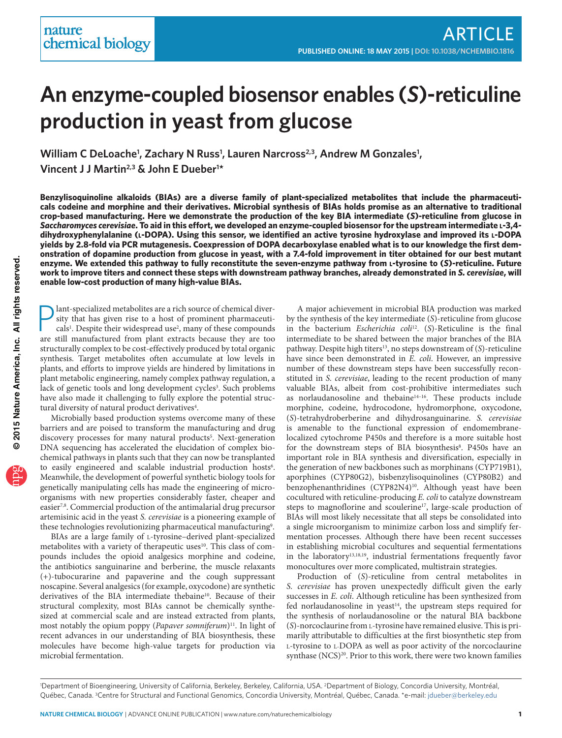# **An enzyme-coupled biosensor enables (***S***)-reticuline production in yeast from glucose**

William C DeLoache<sup>1</sup>, Zachary N Russ<sup>1</sup>, Lauren Narcross<sup>2,3</sup>, Andrew M Gonzales<sup>1</sup>, **Vincent J J Martin2,3 & John E Dueber1 \***

**Benzylisoquinoline alkaloids (BIAs) are a diverse family of plant-specialized metabolites that include the pharmaceuticals codeine and morphine and their derivatives. Microbial synthesis of BIAs holds promise as an alternative to traditional crop-based manufacturing. Here we demonstrate the production of the key BIA intermediate (***S***)-reticuline from glucose in**  *Saccharomyces cerevisiae***. To aid in this effort, we developed an enzyme-coupled biosensor for the upstream intermediate L-3,4 dihydroxyphenylalanine (L-DOPA). Using this sensor, we identified an active tyrosine hydroxylase and improved its L-DOPA yields by 2.8-fold via PCR mutagenesis. Coexpression of DOPA decarboxylase enabled what is to our knowledge the first demonstration of dopamine production from glucose in yeast, with a 7.4-fold improvement in titer obtained for our best mutant enzyme. We extended this pathway to fully reconstitute the seven-enzyme pathway from L-tyrosine to (***S***)-reticuline. Future work to improve titers and connect these steps with downstream pathway branches, already demonstrated in** *S. cerevisiae***, will enable low-cost production of many high-value BIAs.** 

**P** lant-specialized metabolites are a rich source of chemical diversity that has given rise to a host of prominent pharmaceuticals<sup>1</sup>. Despite their widespread use<sup>2</sup>, many of these compounds are still manufactured from p lant-specialized metabolites are a rich source of chemical diversity that has given rise to a host of prominent pharmaceuticals<sup>1</sup>. Despite their widespread use<sup>2</sup>, many of these compounds structurally complex to be cost-effectively produced by total organic synthesis. Target metabolites often accumulate at low levels in plants, and efforts to improve yields are hindered by limitations in plant metabolic engineering, namely complex pathway regulation, a lack of genetic tools and long development cycles<sup>[3](#page-6-2)</sup>. Such problems have also made it challenging to fully explore the potential struc-tural diversity of natural product derivatives<sup>[4](#page-6-3)</sup>.

Microbially based production systems overcome many of these barriers and are poised to transform the manufacturing and drug discovery processes for many natural products<sup>5</sup>. Next-generation DNA sequencing has accelerated the elucidation of complex biochemical pathways in plants such that they can now be transplanted to easily engineered and scalable industrial production hosts<sup>[6](#page-6-5)</sup>. Meanwhile, the development of powerful synthetic biology tools for genetically manipulating cells has made the engineering of microorganisms with new properties considerably faster, cheaper and easier<sup>[7,](#page-6-6)[8](#page-6-7)</sup>. Commercial production of the antimalarial drug precursor artemisinic acid in the yeast *S. cerevisiae* is a pioneering example of these technologies revolutionizing pharmaceutical manufacturing<sup>9</sup>.

BIAs are a large family of L-tyrosine–derived plant-specialized metabolites with a variety of therapeutic uses<sup>[10](#page-6-9)</sup>. This class of compounds includes the opioid analgesics morphine and codeine, the antibiotics sanguinarine and berberine, the muscle relaxants (+)-tubocurarine and papaverine and the cough suppressant noscapine. Several analgesics (for example, oxycodone) are synthetic derivatives of the BIA intermediate thebaine<sup>[10](#page-6-9)</sup>. Because of their structural complexity, most BIAs cannot be chemically synthesized at commercial scale and are instead extracted from plants, most notably the opium poppy (*Papaver somniferum*)<sup>[11](#page-6-10)</sup>. In light of recent advances in our understanding of BIA biosynthesis, these molecules have become high-value targets for production via microbial fermentation.

A major achievement in microbial BIA production was marked by the synthesis of the key intermediate (*S*)-reticuline from glucose in the bacterium *Escherichia coli*[12](#page-6-11) . (*S*)-Reticuline is the final intermediate to be shared between the major branches of the BIA pathway. Despite high titers<sup>13</sup>, no steps downstream of (*S*)-reticuline have since been demonstrated in *E. coli*. However, an impressive number of these downstream steps have been successfully reconstituted in *S. cerevisiae*, leading to the recent production of many valuable BIAs, albeit from cost-prohibitive intermediates such as norlaudanosoline and thebaine $14-16$  $14-16$ . These products include morphine, codeine, hydrocodone, hydromorphone, oxycodone, (*S*)-tetrahydroberberine and dihydrosanguinarine. *S. cerevisiae* is amenable to the functional expression of endomembranelocalized cytochrome P450s and therefore is a more suitable host for the downstream steps of BIA biosynthesis<sup>8</sup>. P450s have an important role in BIA synthesis and diversification, especially in the generation of new backbones such as morphinans (CYP719B1), aporphines (CYP80G2), bisbenzylisoquinolines (CYP80B2) and benzophenanthridines (CYP82N4)<sup>10</sup>. Although yeast have been cocultured with reticuline-producing *E. coli* to catalyze downstream steps to magnoflorine and scoulerine<sup>[17](#page-6-15)</sup>, large-scale production of BIAs will most likely necessitate that all steps be consolidated into a single microorganism to minimize carbon loss and simplify fermentation processes. Although there have been recent successes in establishing microbial cocultures and sequential fermentations in the laboratory<sup>13,[18,](#page-6-16)[19](#page-6-17)</sup>, industrial fermentations frequently favor monocultures over more complicated, multistrain strategies.

Production of (*S*)-reticuline from central metabolites in *S. cerevisiae* has proven unexpectedly difficult given the early successes in *E. coli.* Although reticuline has been synthesized from fed norlaudanosoline in yeast<sup>14</sup>, the upstream steps required for the synthesis of norlaudanosoline or the natural BIA backbone (*S*)-norcoclaurine from L-tyrosine have remained elusive. This is primarily attributable to difficulties at the first biosynthetic step from L-tyrosine to L-DOPA as well as poor activity of the norcoclaurine synthase (NCS)<sup>20</sup>. Prior to this work, there were two known families

<sup>&</sup>lt;sup>1</sup>Department of Bioengineering, University of California, Berkeley, Berkeley, California, USA. <sup>2</sup>Department of Biology, Concordia University, Montréal, Québec, Canada. 3Centre for Structural and Functional Genomics, Concordia University, Montréal, Québec, Canada. \*e-mail: jdueber@berkeley.edu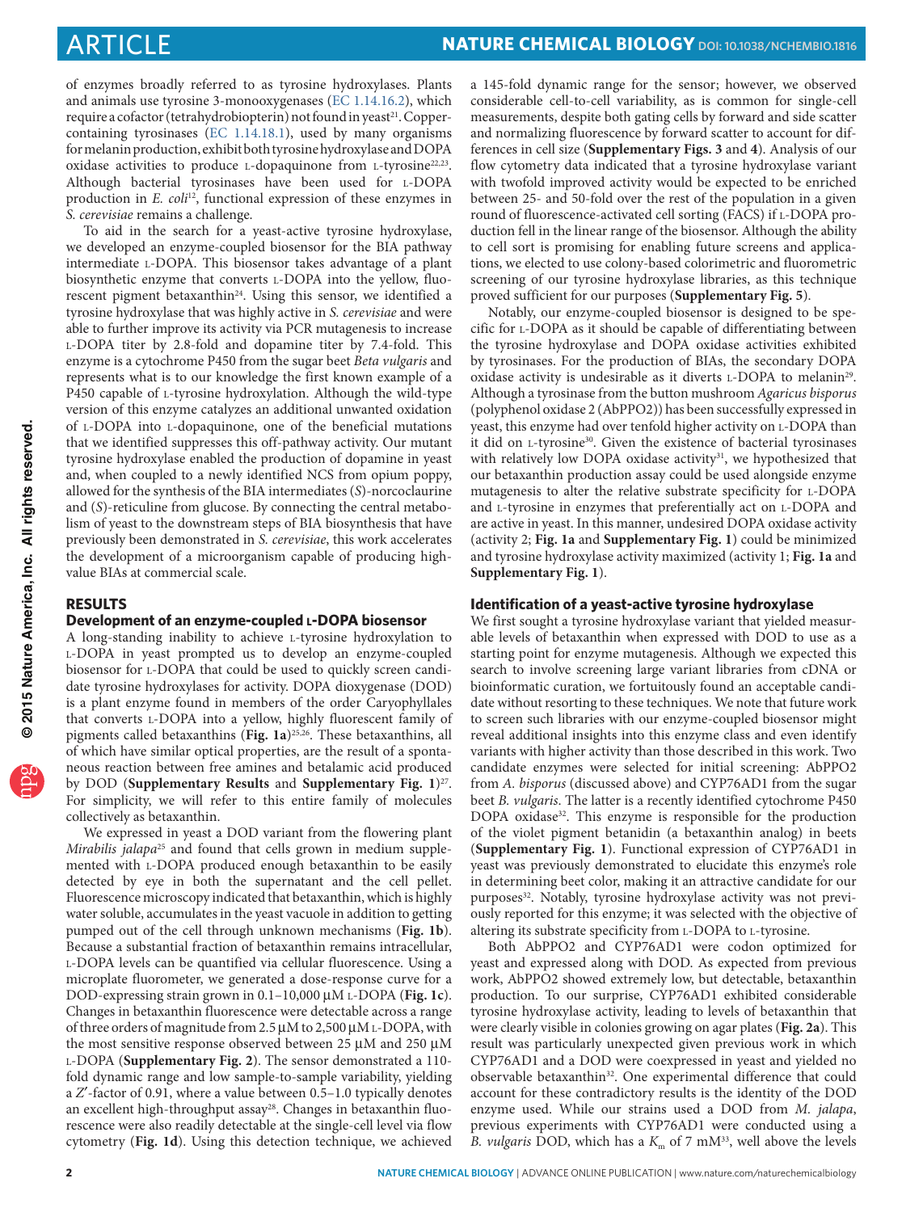of enzymes broadly referred to as tyrosine hydroxylases. Plants and animals use tyrosine 3-monooxygenases [\(EC 1.14.16.2](http://enzyme.expasy.org/EC/1.14.16.2)), which require a cofactor (tetrahydrobiopterin) not found in yeast<sup>21</sup>. Coppercontaining tyrosinases [\(EC 1.14.18.1](http://enzyme.expasy.org/EC/1.14.18.1)), used by many organisms for melanin production, exhibit both tyrosine hydroxylase and DOPA oxidase activities to produce L-dopaquinone from L-tyrosine[22,](#page-6-20)[23](#page-6-21) . Although bacterial tyrosinases have been used for L-DOPA production in *E. coli*[12](#page-6-11) , functional expression of these enzymes in *S. cerevisiae* remains a challenge.

To aid in the search for a yeast-active tyrosine hydroxylase, we developed an enzyme-coupled biosensor for the BIA pathway intermediate L-DOPA. This biosensor takes advantage of a plant biosynthetic enzyme that converts L-DOPA into the yellow, fluo-rescent pigment betaxanthin<sup>[24](#page-6-22)</sup>. Using this sensor, we identified a tyrosine hydroxylase that was highly active in *S. cerevisiae* and were able to further improve its activity via PCR mutagenesis to increase L-DOPA titer by 2.8-fold and dopamine titer by 7.4-fold. This enzyme is a cytochrome P450 from the sugar beet *Beta vulgaris* and represents what is to our knowledge the first known example of a P450 capable of L-tyrosine hydroxylation. Although the wild-type version of this enzyme catalyzes an additional unwanted oxidation of L-DOPA into L-dopaquinone, one of the beneficial mutations that we identified suppresses this off-pathway activity. Our mutant tyrosine hydroxylase enabled the production of dopamine in yeast and, when coupled to a newly identified NCS from opium poppy, allowed for the synthesis of the BIA intermediates (*S*)-norcoclaurine and (*S*)-reticuline from glucose. By connecting the central metabolism of yeast to the downstream steps of BIA biosynthesis that have previously been demonstrated in *S. cerevisiae*, this work accelerates the development of a microorganism capable of producing highvalue BIAs at commercial scale.

# **RESULTS**

# **Development of an enzyme-coupled L-DOPA biosensor**

A long-standing inability to achieve L-tyrosine hydroxylation to L-DOPA in yeast prompted us to develop an enzyme-coupled biosensor for L-DOPA that could be used to quickly screen candidate tyrosine hydroxylases for activity. DOPA dioxygenase (DOD) is a plant enzyme found in members of the order Caryophyllales that converts L-DOPA into a yellow, highly fluorescent family of pigments called betaxanthins (**[Fig. 1a](#page-2-0)**[\)25,](#page-6-23)[26](#page-6-24) . These betaxanthins, all of which have similar optical properties, are the result of a spontaneous reaction between free amines and betalamic acid produced by DOD (**Supplementary Results** and **Supplementary Fig.** 1)<sup>27</sup>. For simplicity, we will refer to this entire family of molecules collectively as betaxanthin.

We expressed in yeast a DOD variant from the flowering plant *Mirabilis jalapa*[25](#page-6-23) and found that cells grown in medium supplemented with L-DOPA produced enough betaxanthin to be easily detected by eye in both the supernatant and the cell pellet. Fluorescence microscopy indicated that betaxanthin, which is highly water soluble, accumulates in the yeast vacuole in addition to getting pumped out of the cell through unknown mechanisms (**[Fig. 1b](#page-2-0)**). Because a substantial fraction of betaxanthin remains intracellular, L-DOPA levels can be quantified via cellular fluorescence. Using a microplate fluorometer, we generated a dose-response curve for a DOD-expressing strain grown in 0.1–10,000 μM L-DOPA (**[Fig. 1c](#page-2-0)**). Changes in betaxanthin fluorescence were detectable across a range of three orders of magnitude from 2.5 μM to 2,500 μM L-DOPA, with the most sensitive response observed between 25 μM and 250 μM L-DOPA (**Supplementary Fig. 2**). The sensor demonstrated a 110 fold dynamic range and low sample-to-sample variability, yielding a *Z*′-factor of 0.91, where a value between 0.5–1.0 typically denotes an excellent high-throughput assay<sup>[28](#page-6-26)</sup>. Changes in betaxanthin fluorescence were also readily detectable at the single-cell level via flow cytometry (**[Fig. 1d](#page-2-0)**). Using this detection technique, we achieved

a 145-fold dynamic range for the sensor; however, we observed considerable cell-to-cell variability, as is common for single-cell measurements, despite both gating cells by forward and side scatter and normalizing fluorescence by forward scatter to account for differences in cell size (**Supplementary Figs. 3** and **4**). Analysis of our flow cytometry data indicated that a tyrosine hydroxylase variant with twofold improved activity would be expected to be enriched between 25- and 50-fold over the rest of the population in a given round of fluorescence-activated cell sorting (FACS) if L-DOPA production fell in the linear range of the biosensor. Although the ability to cell sort is promising for enabling future screens and applications, we elected to use colony-based colorimetric and fluorometric screening of our tyrosine hydroxylase libraries, as this technique proved sufficient for our purposes (**Supplementary Fig. 5**).

Notably, our enzyme-coupled biosensor is designed to be specific for L-DOPA as it should be capable of differentiating between the tyrosine hydroxylase and DOPA oxidase activities exhibited by tyrosinases. For the production of BIAs, the secondary DOPA oxidase activity is undesirable as it diverts L-DOPA to melanin<sup>29</sup>. Although a tyrosinase from the button mushroom *Agaricus bisporus* (polyphenol oxidase 2 (AbPPO2)) has been successfully expressed in yeast, this enzyme had over tenfold higher activity on L-DOPA than it did on L-tyrosine[30](#page-6-28) . Given the existence of bacterial tyrosinases with relatively low DOPA oxidase activity<sup>31</sup>, we hypothesized that our betaxanthin production assay could be used alongside enzyme mutagenesis to alter the relative substrate specificity for L-DOPA and L-tyrosine in enzymes that preferentially act on L-DOPA and are active in yeast. In this manner, undesired DOPA oxidase activity (activity 2; **[Fig. 1a](#page-2-0)** and **Supplementary Fig. 1**) could be minimized and tyrosine hydroxylase activity maximized (activity 1; **[Fig. 1a](#page-2-0)** and **Supplementary Fig. 1**).

#### **Identification of a yeast-active tyrosine hydroxylase**

We first sought a tyrosine hydroxylase variant that yielded measurable levels of betaxanthin when expressed with DOD to use as a starting point for enzyme mutagenesis. Although we expected this search to involve screening large variant libraries from cDNA or bioinformatic curation, we fortuitously found an acceptable candidate without resorting to these techniques. We note that future work to screen such libraries with our enzyme-coupled biosensor might reveal additional insights into this enzyme class and even identify variants with higher activity than those described in this work. Two candidate enzymes were selected for initial screening: AbPPO2 from *A. bisporus* (discussed above) and CYP76AD1 from the sugar beet *B. vulgaris*. The latter is a recently identified cytochrome P450 DOPA oxidase<sup>32</sup>. This enzyme is responsible for the production of the violet pigment betanidin (a betaxanthin analog) in beets (**Supplementary Fig. 1**). Functional expression of CYP76AD1 in yeast was previously demonstrated to elucidate this enzyme's role in determining beet color, making it an attractive candidate for our purposes<sup>32</sup>. Notably, tyrosine hydroxylase activity was not previously reported for this enzyme; it was selected with the objective of altering its substrate specificity from L-DOPA to L-tyrosine.

Both AbPPO2 and CYP76AD1 were codon optimized for yeast and expressed along with DOD. As expected from previous work, AbPPO2 showed extremely low, but detectable, betaxanthin production. To our surprise, CYP76AD1 exhibited considerable tyrosine hydroxylase activity, leading to levels of betaxanthin that were clearly visible in colonies growing on agar plates (**[Fig. 2a](#page-3-0)**). This result was particularly unexpected given previous work in which CYP76AD1 and a DOD were coexpressed in yeast and yielded no observable betaxanthin<sup>32</sup>. One experimental difference that could account for these contradictory results is the identity of the DOD enzyme used. While our strains used a DOD from *M. jalapa*, previous experiments with CYP76AD1 were conducted using a *B. vulgaris* DOD, which has a  $K<sub>m</sub>$  of 7 mM<sup>33</sup>, well above the levels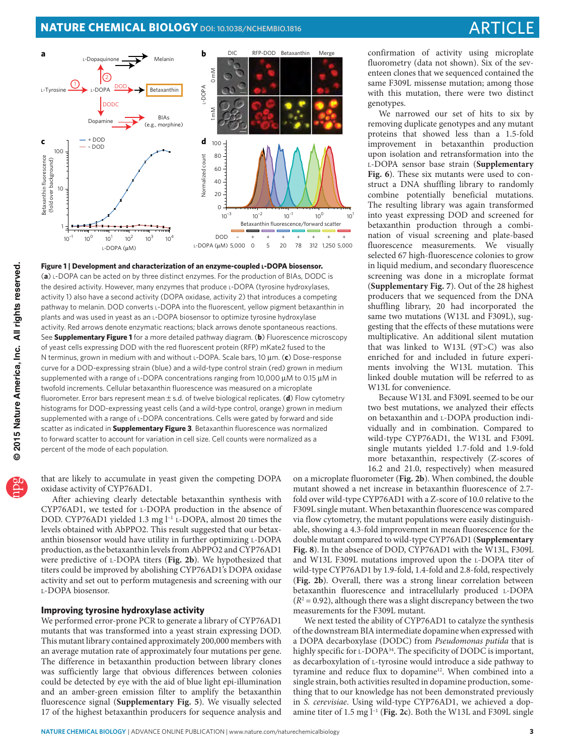

<span id="page-2-0"></span>**Figure 1 | Development and characterization of an enzyme-coupled L-DOPA biosensor.**  (**a**) L-DOPA can be acted on by three distinct enzymes. For the production of BIAs, DODC is

the desired activity. However, many enzymes that produce L-DOPA (tyrosine hydroxylases, activity 1) also have a second activity (DOPA oxidase, activity 2) that introduces a competing pathway to melanin. DOD converts L-DOPA into the fluorescent, yellow pigment betaxanthin in plants and was used in yeast as an L-DOPA biosensor to optimize tyrosine hydroxylase activity. Red arrows denote enzymatic reactions; black arrows denote spontaneous reactions. See **Supplementary Figure 1** for a more detailed pathway diagram. (**b**) Fluorescence microscopy of yeast cells expressing DOD with the red fluorescent protein (RFP) mKate2 fused to the N terminus, grown in medium with and without L-DOPA. Scale bars, 10 μm. (**c**) Dose-response curve for a DOD-expressing strain (blue) and a wild-type control strain (red) grown in medium supplemented with a range of L-DOPA concentrations ranging from 10,000 μM to 0.15 μM in twofold increments. Cellular betaxanthin fluorescence was measured on a microplate fluorometer. Error bars represent mean ± s.d. of twelve biological replicates. (**d**) Flow cytometry histograms for DOD-expressing yeast cells (and a wild-type control, orange) grown in medium supplemented with a range of L-DOPA concentrations. Cells were gated by forward and side scatter as indicated in **Supplementary Figure 3**. Betaxanthin fluorescence was normalized to forward scatter to account for variation in cell size. Cell counts were normalized as a percent of the mode of each population.

that are likely to accumulate in yeast given the competing DOPA oxidase activity of CYP76AD1.

After achieving clearly detectable betaxanthin synthesis with CYP76AD1, we tested for L-DOPA production in the absence of DOD. CYP76AD1 yielded 1.3 mg l<sup>-1</sup> L-DOPA, almost 20 times the levels obtained with AbPPO2. This result suggested that our betaxanthin biosensor would have utility in further optimizing L-DOPA production, as the betaxanthin levels from AbPPO2 and CYP76AD1 were predictive of L-DOPA titers (**[Fig. 2b](#page-3-0)**). We hypothesized that titers could be improved by abolishing CYP76AD1's DOPA oxidase activity and set out to perform mutagenesis and screening with our L-DOPA biosensor.

# **Improving tyrosine hydroxylase activity**

We performed error-prone PCR to generate a library of CYP76AD1 mutants that was transformed into a yeast strain expressing DOD. This mutant library contained approximately 200,000 members with an average mutation rate of approximately four mutations per gene. The difference in betaxanthin production between library clones was sufficiently large that obvious differences between colonies could be detected by eye with the aid of blue light epi*-*illumination and an amber-green emission filter to amplify the betaxanthin fluorescence signal (**Supplementary Fig. 5**). We visually selected 17 of the highest betaxanthin producers for sequence analysis and

confirmation of activity using microplate fluorometry (data not shown). Six of the seventeen clones that we sequenced contained the same F309L missense mutation; among those with this mutation, there were two distinct genotypes.

We narrowed our set of hits to six by removing duplicate genotypes and any mutant proteins that showed less than a 1.5-fold improvement in betaxanthin production upon isolation and retransformation into the L-DOPA sensor base strain (**Supplementary Fig. 6**). These six mutants were used to construct a DNA shuffling library to randomly combine potentially beneficial mutations. The resulting library was again transformed into yeast expressing DOD and screened for betaxanthin production through a combination of visual screening and plate-based fluorescence measurements. We visually selected 67 high-fluorescence colonies to grow in liquid medium, and secondary fluorescence screening was done in a microplate format (**Supplementary Fig. 7**). Out of the 28 highest producers that we sequenced from the DNA shuffling library, 20 had incorporated the same two mutations (W13L and F309L), suggesting that the effects of these mutations were multiplicative. An additional silent mutation that was linked to W13L (9T>C) was also enriched for and included in future experiments involving the W13L mutation. This linked double mutation will be referred to as W13L for convenience.

Because W13L and F309L seemed to be our two best mutations, we analyzed their effects on betaxanthin and L-DOPA production individually and in combination. Compared to wild-type CYP76AD1, the W13L and F309L single mutants yielded 1.7-fold and 1.9-fold more betaxanthin, respectively (Z-scores of 16.2 and 21.0, respectively) when measured

on a microplate fluorometer (**[Fig. 2b](#page-3-0)**). When combined, the double mutant showed a net increase in betaxanthin fluorescence of 2.7 fold over wild-type CYP76AD1 with a Z-score of 10.0 relative to the F309L single mutant. When betaxanthin fluorescence was compared via flow cytometry, the mutant populations were easily distinguishable, showing a 4.3-fold improvement in mean fluorescence for the double mutant compared to wild-type CYP76AD1 (**Supplementary Fig. 8**). In the absence of DOD, CYP76AD1 with the W13L, F309L and W13L F309L mutations improved upon the L-DOPA titer of wild-type CYP76AD1 by 1.9-fold, 1.4-fold and 2.8-fold, respectively (**[Fig. 2b](#page-3-0)**). Overall, there was a strong linear correlation between betaxanthin fluorescence and intracellularly produced L-DOPA  $(R<sup>2</sup> = 0.92)$ , although there was a slight discrepancy between the two measurements for the F309L mutant.

We next tested the ability of CYP76AD1 to catalyze the synthesis of the downstream BIA intermediate dopamine when expressed with a DOPA decarboxylase (DODC) from *Pseudomonas putida* that is highly specific for L-DOPA<sup>[34](#page-6-32)</sup>. The specificity of DODC is important, as decarboxylation of L-tyrosine would introduce a side pathway to tyramine and reduce flux to dopamine<sup>[12](#page-6-11)</sup>. When combined into a single strain, both activities resulted in dopamine production, something that to our knowledge has not been demonstrated previously in *S. cerevisiae*. Using wild-type CYP76AD1, we achieved a dopamine titer of 1.5 mg l−1 (**[Fig. 2c](#page-3-0)**). Both the W13L and F309L single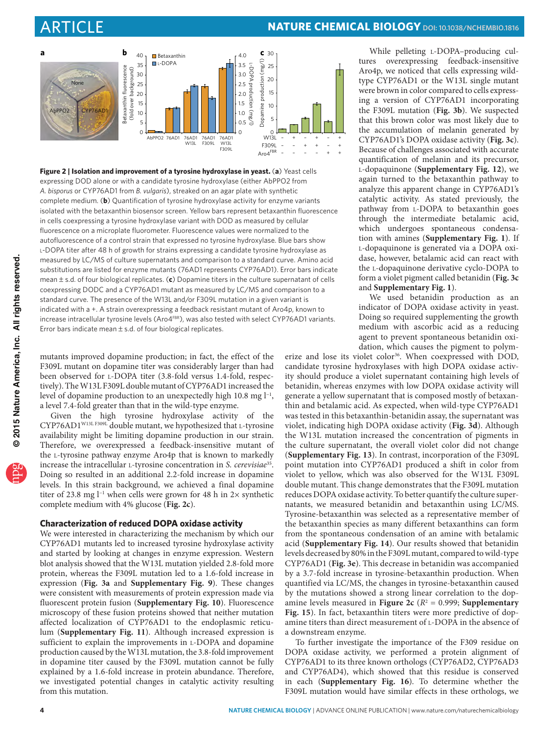

<span id="page-3-0"></span>**Figure 2 | Isolation and improvement of a tyrosine hydroxylase in yeast.** (**a**) Yeast cells expressing DOD alone or with a candidate tyrosine hydroxylase (either AbPPO2 from *A. bisporus* or CYP76AD1 from *B. vulgaris*), streaked on an agar plate with synthetic complete medium. (**b**) Quantification of tyrosine hydroxylase activity for enzyme variants isolated with the betaxanthin biosensor screen. Yellow bars represent betaxanthin fluorescence in cells coexpressing a tyrosine hydroxylase variant with DOD as measured by cellular fluorescence on a microplate fluorometer. Fluorescence values were normalized to the autofluorescence of a control strain that expressed no tyrosine hydroxylase. Blue bars show L-DOPA titer after 48 h of growth for strains expressing a candidate tyrosine hydroxylase as measured by LC/MS of culture supernatants and comparison to a standard curve. Amino acid substitutions are listed for enzyme mutants (76AD1 represents CYP76AD1). Error bars indicate mean ± s.d. of four biological replicates. (**c**) Dopamine titers in the culture supernatant of cells coexpressing DODC and a CYP76AD1 mutant as measured by LC/MS and comparison to a standard curve. The presence of the W13L and/or F309L mutation in a given variant is indicated with a +. A strain overexpressing a feedback resistant mutant of Aro4p, known to increase intracellular tyrosine levels (Aro4<sup>FBR</sup>), was also tested with select CYP76AD1 variants. Error bars indicate mean  $\pm$  s.d. of four biological replicates.

mutants improved dopamine production; in fact, the effect of the F309L mutant on dopamine titer was considerably larger than had been observed for L-DOPA titer (3.8-fold versus 1.4-fold, respectively). The W13L F309L double mutant of CYP76AD1 increased the level of dopamine production to an unexpectedly high 10.8 mg l−1, a level 7.4-fold greater than that in the wild-type enzyme.

Given the high tyrosine hydroxylase activity of the CYP76AD1<sup>W13L F309L</sup> double mutant, we hypothesized that L-tyrosine availability might be limiting dopamine production in our strain. Therefore, we overexpressed a feedback-insensitive mutant of the L-tyrosine pathway enzyme Aro4p that is known to markedly increase the intracellular L-tyrosine concentration in *S. cerevisiae*[35](#page-6-33) . Doing so resulted in an additional 2.2-fold increase in dopamine levels. In this strain background, we achieved a final dopamine titer of 23.8 mg l−1 when cells were grown for 48 h in 2× synthetic complete medium with 4% glucose (**[Fig. 2c](#page-3-0)**).

#### **Characterization of reduced DOPA oxidase activity**

We were interested in characterizing the mechanism by which our CYP76AD1 mutants led to increased tyrosine hydroxylase activity and started by looking at changes in enzyme expression. Western blot analysis showed that the W13L mutation yielded 2.8-fold more protein, whereas the F309L mutation led to a 1.6-fold increase in expression (**[Fig. 3a](#page-4-0)** and **Supplementary Fig. 9**). These changes were consistent with measurements of protein expression made via fluorescent protein fusion (**Supplementary Fig. 10**). Fluorescence microscopy of these fusion proteins showed that neither mutation affected localization of CYP76AD1 to the endoplasmic reticulum (**Supplementary Fig. 11**). Although increased expression is sufficient to explain the improvements in L-DOPA and dopamine production caused by the W13L mutation, the 3.8-fold improvement in dopamine titer caused by the F309L mutation cannot be fully explained by a 1.6-fold increase in protein abundance. Therefore, we investigated potential changes in catalytic activity resulting from this mutation.

While pelleting L-DOPA-producing cultures overexpressing feedback-insensitive Aro4p, we noticed that cells expressing wildtype CYP76AD1 or the W13L single mutant were brown in color compared to cells expressing a version of CYP76AD1 incorporating the F309L mutation (**[Fig. 3b](#page-4-0)**). We suspected that this brown color was most likely due to the accumulation of melanin generated by CYP76AD1's DOPA oxidase activity (**[Fig. 3c](#page-4-0)**). Because of challenges associated with accurate quantification of melanin and its precursor, L-dopaquinone (**Supplementary Fig. 12**), we again turned to the betaxanthin pathway to analyze this apparent change in CYP76AD1's catalytic activity. As stated previously, the pathway from L-DOPA to betaxanthin goes through the intermediate betalamic acid, which undergoes spontaneous condensation with amines (**Supplementary Fig. 1**). If L-dopaquinone is generated via a DOPA oxidase, however, betalamic acid can react with the L-dopaquinone derivative cyclo-DOPA to form a violet pigment called betanidin (**[Fig. 3c](#page-4-0)** and **Supplementary Fig. 1**).

We used betanidin production as an indicator of DOPA oxidase activity in yeast. Doing so required supplementing the growth medium with ascorbic acid as a reducing agent to prevent spontaneous betanidin oxidation, which causes the pigment to polym-

erize and lose its violet color<sup>[36](#page-6-34)</sup>. When coexpressed with DOD, candidate tyrosine hydroxylases with high DOPA oxidase activity should produce a violet supernatant containing high levels of betanidin, whereas enzymes with low DOPA oxidase activity will generate a yellow supernatant that is composed mostly of betaxanthin and betalamic acid. As expected, when wild-type CYP76AD1 was tested in this betaxanthin-betanidin assay, the supernatant was violet, indicating high DOPA oxidase activity (**[Fig. 3d](#page-4-0)**). Although the W13L mutation increased the concentration of pigments in the culture supernatant, the overall violet color did not change (**Supplementary Fig. 13**). In contrast, incorporation of the F309L point mutation into CYP76AD1 produced a shift in color from violet to yellow, which was also observed for the W13L F309L double mutant. This change demonstrates that the F309L mutation reduces DOPA oxidase activity. To better quantify the culture supernatants, we measured betanidin and betaxanthin using LC/MS. Tyrosine-betaxanthin was selected as a representative member of the betaxanthin species as many different betaxanthins can form from the spontaneous condensation of an amine with betalamic acid (**Supplementary Fig. 14**). Our results showed that betanidin levels decreased by 80% in the F309L mutant, compared to wild-type CYP76AD1 (**[Fig. 3e](#page-4-0)**). This decrease in betanidin was accompanied by a 3.7-fold increase in tyrosine-betaxanthin production. When quantified via LC/MS, the changes in tyrosine-betaxanthin caused by the mutations showed a strong linear correlation to the dopamine levels measured in **[Figure 2c](#page-3-0)** ( $R^2 = 0.999$ ; **Supplementary** Fig. 15). In fact, betaxanthin titers were more predictive of dopamine titers than direct measurement of L-DOPA in the absence of a downstream enzyme.

To further investigate the importance of the F309 residue on DOPA oxidase activity, we performed a protein alignment of CYP76AD1 to its three known orthologs (CYP76AD2, CYP76AD3 and CYP76AD4), which showed that this residue is conserved in each (**Supplementary Fig. 16**). To determine whether the F309L mutation would have similar effects in these orthologs, we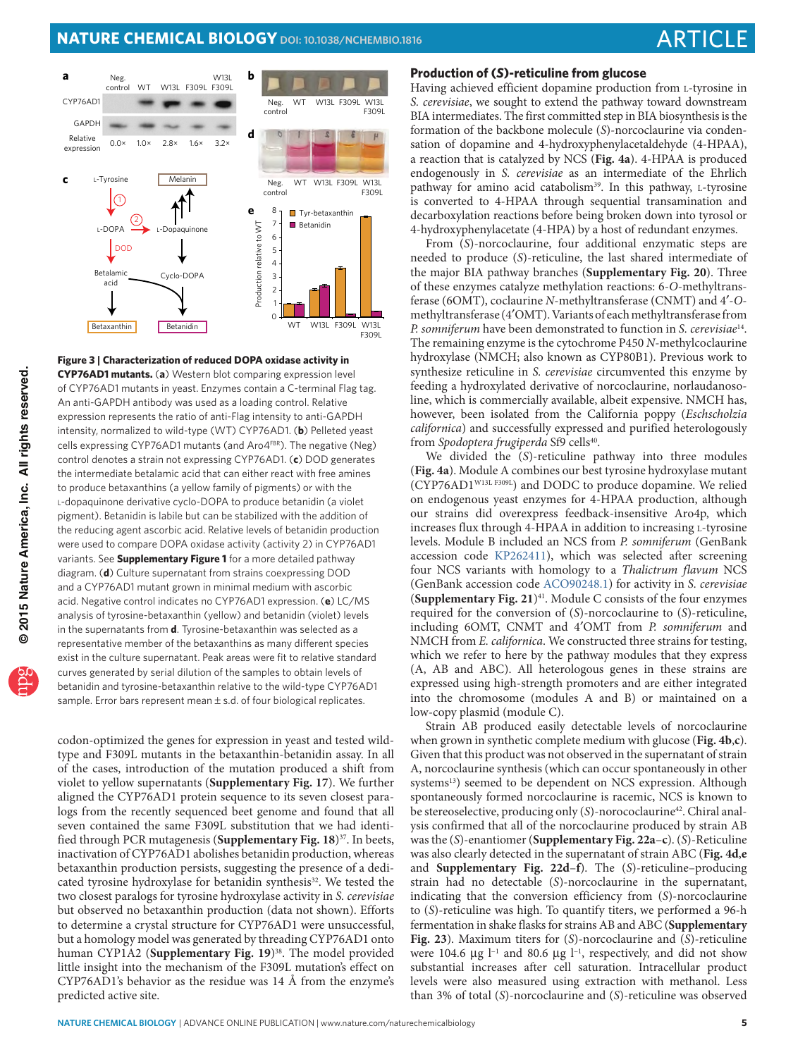

<span id="page-4-0"></span>**Figure 3 | Characterization of reduced DOPA oxidase activity in CYP76AD1 mutants.** (**a**) Western blot comparing expression level of CYP76AD1 mutants in yeast. Enzymes contain a C-terminal Flag tag. An anti-GAPDH antibody was used as a loading control. Relative expression represents the ratio of anti-Flag intensity to anti-GAPDH intensity, normalized to wild-type (WT) CYP76AD1. (**b**) Pelleted yeast cells expressing CYP76AD1 mutants (and Aro4FBR). The negative (Neg) control denotes a strain not expressing CYP76AD1. (**c**) DOD generates the intermediate betalamic acid that can either react with free amines to produce betaxanthins (a yellow family of pigments) or with the L-dopaquinone derivative cyclo-DOPA to produce betanidin (a violet pigment). Betanidin is labile but can be stabilized with the addition of the reducing agent ascorbic acid. Relative levels of betanidin production were used to compare DOPA oxidase activity (activity 2) in CYP76AD1 variants. See **Supplementary Figure 1** for a more detailed pathway diagram. (**d**) Culture supernatant from strains coexpressing DOD and a CYP76AD1 mutant grown in minimal medium with ascorbic acid. Negative control indicates no CYP76AD1 expression. (**e**) LC/MS analysis of tyrosine-betaxanthin (yellow) and betanidin (violet) levels in the supernatants from **d**. Tyrosine-betaxanthin was selected as a representative member of the betaxanthins as many different species exist in the culture supernatant. Peak areas were fit to relative standard curves generated by serial dilution of the samples to obtain levels of betanidin and tyrosine-betaxanthin relative to the wild-type CYP76AD1 sample. Error bars represent mean  $\pm$  s.d. of four biological replicates.

codon-optimized the genes for expression in yeast and tested wildtype and F309L mutants in the betaxanthin-betanidin assay. In all of the cases, introduction of the mutation produced a shift from violet to yellow supernatants (**Supplementary Fig. 17**). We further aligned the CYP76AD1 protein sequence to its seven closest paralogs from the recently sequenced beet genome and found that all seven contained the same F309L substitution that we had identified through PCR mutagenesis (**Supplementary Fig. 18**[\)37](#page-6-35) . In beets, inactivation of CYP76AD1 abolishes betanidin production, whereas betaxanthin production persists, suggesting the presence of a dedicated tyrosine hydroxylase for betanidin synthesis<sup>32</sup>. We tested the two closest paralogs for tyrosine hydroxylase activity in *S. cerevisiae* but observed no betaxanthin production (data not shown). Efforts to determine a crystal structure for CYP76AD1 were unsuccessful, but a homology model was generated by threading CYP76AD1 onto human CYP1A2 (Supplementary Fig. 19)<sup>[38](#page-6-36)</sup>. The model provided little insight into the mechanism of the F309L mutation's effect on CYP76AD1's behavior as the residue was 14 Å from the enzyme's predicted active site.

# **Production of (***S***)-reticuline from glucose**

Having achieved efficient dopamine production from L-tyrosine in *S. cerevisiae*, we sought to extend the pathway toward downstream BIA intermediates. The first committed step in BIA biosynthesis is the formation of the backbone molecule (*S*)-norcoclaurine via condensation of dopamine and 4-hydroxyphenylacetaldehyde (4-HPAA), a reaction that is catalyzed by NCS (**[Fig. 4a](#page-5-0)**). 4-HPAA is produced endogenously in *S. cerevisiae* as an intermediate of the Ehrlich pathway for amino acid catabolism<sup>39</sup>. In this pathway, *L*-tyrosine is converted to 4-HPAA through sequential transamination and decarboxylation reactions before being broken down into tyrosol or 4-hydroxyphenylacetate (4-HPA) by a host of redundant enzymes.

From (*S*)-norcoclaurine, four additional enzymatic steps are needed to produce (*S*)-reticuline, the last shared intermediate of the major BIA pathway branches (**Supplementary Fig. 20**). Three of these enzymes catalyze methylation reactions: 6-*O*-methyltransferase (6OMT), coclaurine *N*-methyltransferase (CNMT) and 4′-*O*methyltransferase (4′OMT). Variants of each methyltransferase from *P. somniferum* have been demonstrated to function in *S. cerevisiae*[14](#page-6-13) . The remaining enzyme is the cytochrome P450 *N*-methylcoclaurine hydroxylase (NMCH; also known as CYP80B1). Previous work to synthesize reticuline in *S. cerevisiae* circumvented this enzyme by feeding a hydroxylated derivative of norcoclaurine, norlaudanosoline, which is commercially available, albeit expensive. NMCH has, however, been isolated from the California poppy (*Eschscholzia californica*) and successfully expressed and purified heterologously from *Spodoptera frugiperda Sf*9 cells<sup>[40](#page-6-38)</sup>.

We divided the (*S*)-reticuline pathway into three modules (**[Fig. 4a](#page-5-0)**). Module A combines our best tyrosine hydroxylase mutant (CYP76AD1W13L F309L) and DODC to produce dopamine. We relied on endogenous yeast enzymes for 4-HPAA production, although our strains did overexpress feedback-insensitive Aro4p, which increases flux through 4-HPAA in addition to increasing L-tyrosine levels. Module B included an NCS from *P. somniferum* (GenBank accession code [KP262411](http://www.ncbi.nlm.nih.gov/nuccore/KP262411)), which was selected after screening four NCS variants with homology to a *Thalictrum flavum* NCS (GenBank accession code [ACO90248.1](http://www.ncbi.nlm.nih.gov/nuccore/ACO90248.1)) for activity in *S. cerevisiae* (**Supplementary Fig. 21**)[41](#page-6-39) . Module C consists of the four enzymes required for the conversion of (*S*)-norcoclaurine to (*S*)-reticuline, including 6OMT, CNMT and 4′OMT from *P. somniferum* and NMCH from *E. californica*. We constructed three strains for testing, which we refer to here by the pathway modules that they express (A, AB and ABC). All heterologous genes in these strains are expressed using high-strength promoters and are either integrated into the chromosome (modules A and B) or maintained on a low-copy plasmid (module C).

Strain AB produced easily detectable levels of norcoclaurine when grown in synthetic complete medium with glucose (**[Fig. 4b](#page-5-0)**,**c**). Given that this product was not observed in the supernatant of strain A, norcoclaurine synthesis (which can occur spontaneously in other systems<sup>13</sup>) seemed to be dependent on NCS expression. Although spontaneously formed norcoclaurine is racemic, NCS is known to be stereoselective, producing only (S)-norococlaurine<sup>[42](#page-6-40)</sup>. Chiral analysis confirmed that all of the norcoclaurine produced by strain AB was the (*S*)-enantiomer (**Supplementary Fig. 22a**–**c**). (*S*)-Reticuline was also clearly detected in the supernatant of strain ABC (**[Fig. 4d](#page-5-0)**,**e** and **Supplementary Fig. 22d**–**f**). The (*S*)-reticuline–producing strain had no detectable (*S*)-norcoclaurine in the supernatant, indicating that the conversion efficiency from (*S*)-norcoclaurine to (*S*)-reticuline was high. To quantify titers, we performed a 96-h fermentation in shake flasks for strains AB and ABC (**Supplementary Fig. 23**). Maximum titers for (*S*)-norcoclaurine and (*S*)-reticuline were 104.6 μg l<sup>-1</sup> and 80.6 μg l<sup>-1</sup>, respectively, and did not show substantial increases after cell saturation. Intracellular product levels were also measured using extraction with methanol. Less than 3% of total (*S*)-norcoclaurine and (*S*)-reticuline was observed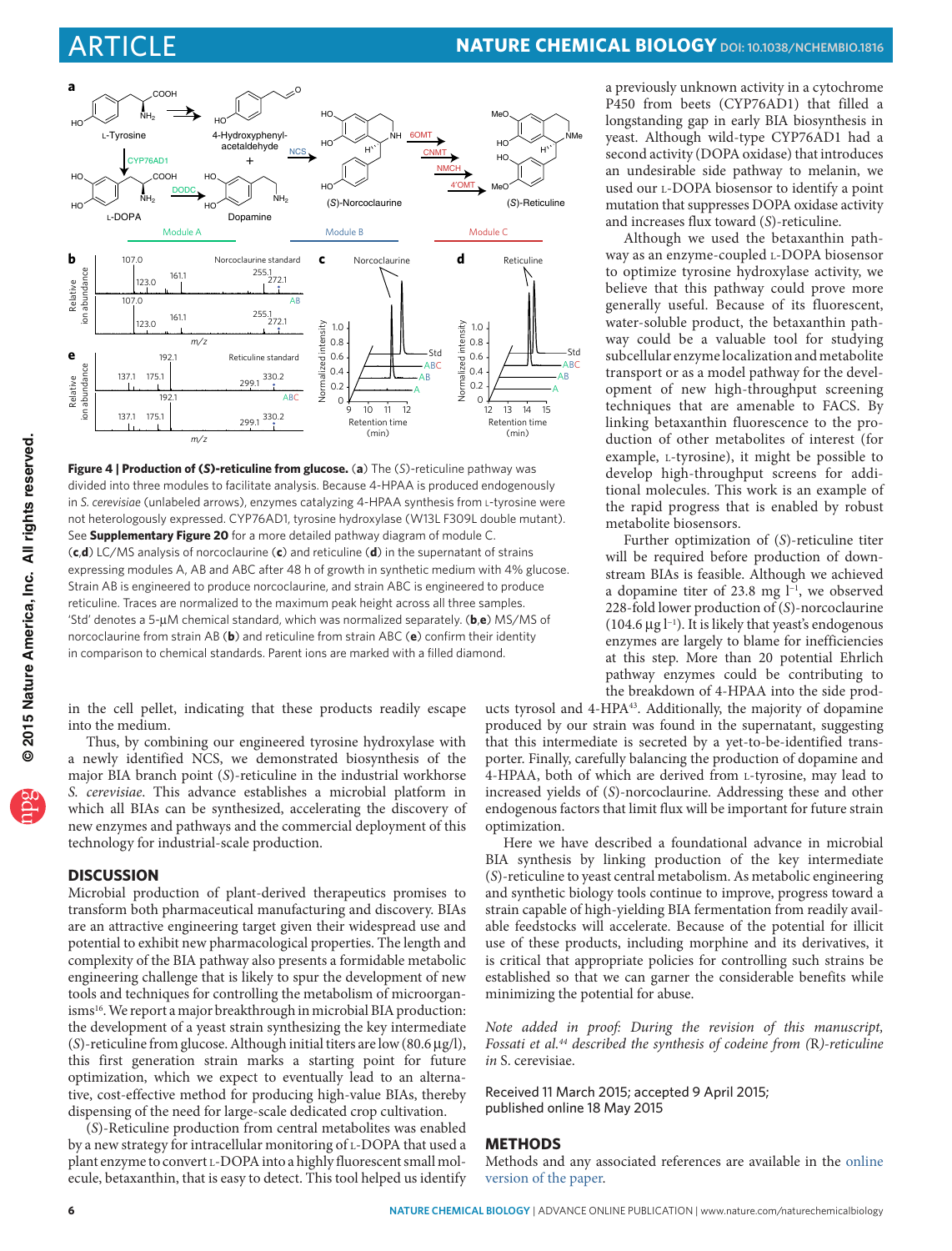

<span id="page-5-0"></span>**Figure 4 | Production of (***S***)-reticuline from glucose.** (**a**) The (*S*)-reticuline pathway was divided into three modules to facilitate analysis. Because 4-HPAA is produced endogenously in *S. cerevisiae* (unlabeled arrows), enzymes catalyzing 4-HPAA synthesis from L-tyrosine were not heterologously expressed. CYP76AD1, tyrosine hydroxylase (W13L F309L double mutant). See **Supplementary Figure 20** for a more detailed pathway diagram of module C. (**c**,**d**) LC/MS analysis of norcoclaurine (**c**) and reticuline (**d**) in the supernatant of strains expressing modules A, AB and ABC after 48 h of growth in synthetic medium with 4% glucose. Strain AB is engineered to produce norcoclaurine, and strain ABC is engineered to produce reticuline. Traces are normalized to the maximum peak height across all three samples. 'Std' denotes a 5-μM chemical standard, which was normalized separately. (**b**,**e**) MS/MS of norcoclaurine from strain AB (**b**) and reticuline from strain ABC (**e**) confirm their identity in comparison to chemical standards. Parent ions are marked with a filled diamond.

in the cell pellet, indicating that these products readily escape into the medium.

Thus, by combining our engineered tyrosine hydroxylase with a newly identified NCS, we demonstrated biosynthesis of the major BIA branch point (*S*)-reticuline in the industrial workhorse *S. cerevisiae*. This advance establishes a microbial platform in which all BIAs can be synthesized, accelerating the discovery of new enzymes and pathways and the commercial deployment of this technology for industrial-scale production.

### **DISCUSSION**

Microbial production of plant-derived therapeutics promises to transform both pharmaceutical manufacturing and discovery. BIAs are an attractive engineering target given their widespread use and potential to exhibit new pharmacological properties. The length and complexity of the BIA pathway also presents a formidable metabolic engineering challenge that is likely to spur the development of new tools and techniques for controlling the metabolism of microorganism[s16](#page-6-14) . We report a major breakthrough in microbial BIA production: the development of a yeast strain synthesizing the key intermediate (*S*)-reticuline from glucose. Although initial titers are low (80.6 μg/l), this first generation strain marks a starting point for future optimization, which we expect to eventually lead to an alternative, cost-effective method for producing high-value BIAs, thereby dispensing of the need for large-scale dedicated crop cultivation.

(*S*)-Reticuline production from central metabolites was enabled by a new strategy for intracellular monitoring of L-DOPA that used a plant enzyme to convert L-DOPA into a highly fluorescent small molecule, betaxanthin, that is easy to detect. This tool helped us identify a previously unknown activity in a cytochrome P450 from beets (CYP76AD1) that filled a longstanding gap in early BIA biosynthesis in yeast. Although wild-type CYP76AD1 had a second activity (DOPA oxidase) that introduces an undesirable side pathway to melanin, we used our L-DOPA biosensor to identify a point mutation that suppresses DOPA oxidase activity and increases flux toward (*S*)-reticuline.

Although we used the betaxanthin pathway as an enzyme-coupled L-DOPA biosensor to optimize tyrosine hydroxylase activity, we believe that this pathway could prove more generally useful. Because of its fluorescent, water-soluble product, the betaxanthin pathway could be a valuable tool for studying subcellular enzyme localization and metabolite transport or as a model pathway for the development of new high-throughput screening techniques that are amenable to FACS. By linking betaxanthin fluorescence to the production of other metabolites of interest (for example, L-tyrosine), it might be possible to develop high-throughput screens for additional molecules. This work is an example of the rapid progress that is enabled by robust metabolite biosensors.

Further optimization of (*S*)-reticuline titer will be required before production of downstream BIAs is feasible. Although we achieved a dopamine titer of 23.8 mg l−1, we observed 228-fold lower production of (*S*)-norcoclaurine (104.6  $\mu$ g l<sup>−1</sup>). It is likely that yeast's endogenous enzymes are largely to blame for inefficiencies at this step. More than 20 potential Ehrlich pathway enzymes could be contributing to the breakdown of 4-HPAA into the side prod-

ucts tyrosol and 4-HPA[43](#page-6-41) . Additionally, the majority of dopamine produced by our strain was found in the supernatant, suggesting that this intermediate is secreted by a yet-to-be-identified transporter. Finally, carefully balancing the production of dopamine and 4-HPAA, both of which are derived from L-tyrosine, may lead to increased yields of (*S*)-norcoclaurine. Addressing these and other endogenous factors that limit flux will be important for future strain optimization.

Here we have described a foundational advance in microbial BIA synthesis by linking production of the key intermediate (*S*)-reticuline to yeast central metabolism. As metabolic engineering and synthetic biology tools continue to improve, progress toward a strain capable of high-yielding BIA fermentation from readily available feedstocks will accelerate. Because of the potential for illicit use of these products, including morphine and its derivatives, it is critical that appropriate policies for controlling such strains be established so that we can garner the considerable benefits while minimizing the potential for abuse.

*Note added in proof: During the revision of this manuscript, Fossati et al.44 described the synthesis of codeine from (*R*)-reticuline in* S. cerevisiae.

Received 11 March 2015; accepted 9 April 2015; published online 18 May 2015

#### **Methods**

Methods and any associated references are available in the [online](http://www.nature.com/doifinder/10.1038/nchembio.1816) [version](http://www.nature.com/doifinder/10.1038/nchembio.1816) of the paper.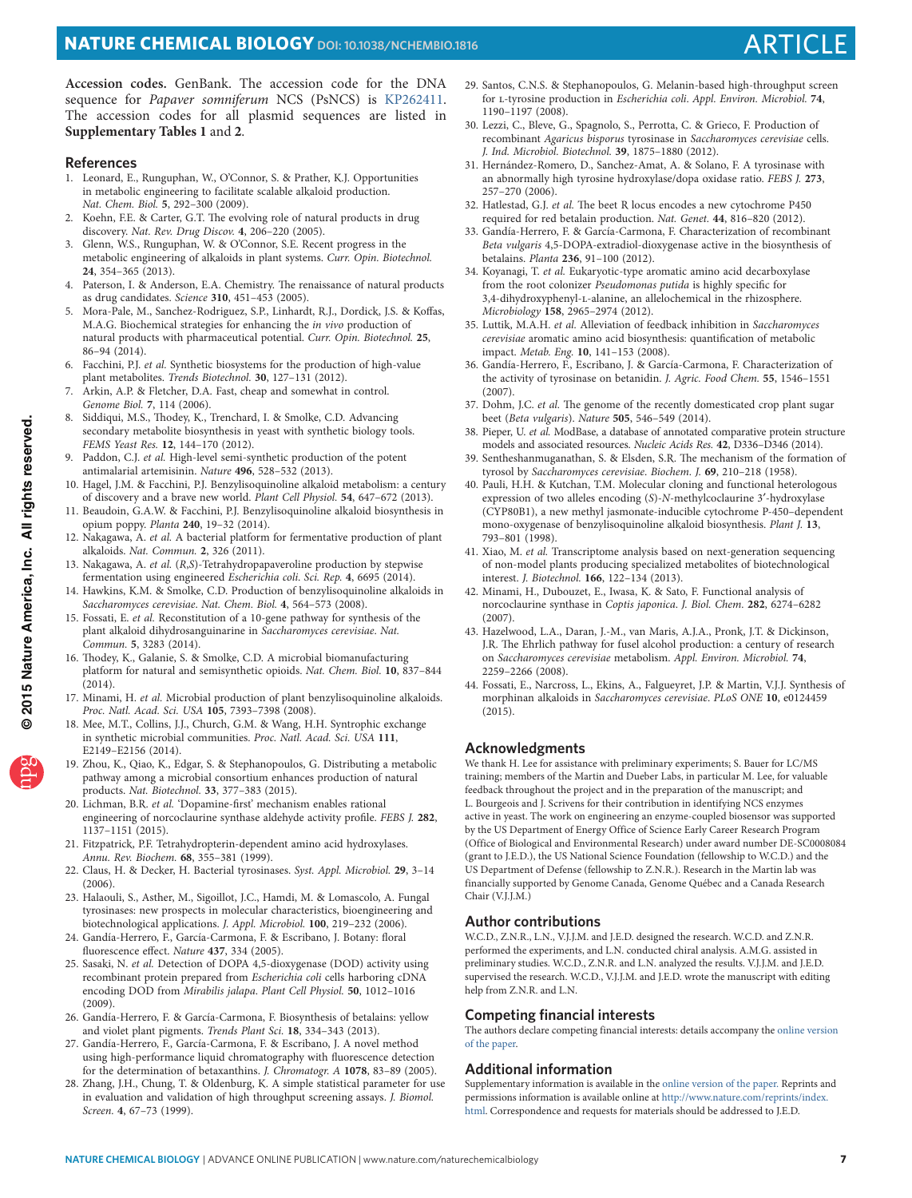# **NATURE CHEMICAL BIOLOGY** DOI: 10.1038/NCHEMBIO.1816 **article article article article article article article article article article article article article article article article article article article article article**

**Accession codes.** GenBank. The accession code for the DNA sequence for *Papaver somniferum* NCS (PsNCS) is [KP262411.](http://www.ncbi.nlm.nih.gov/nuccore/KP262411) The accession codes for all plasmid sequences are listed in **Supplementary Tables 1** and **2**.

#### **References**

- <span id="page-6-0"></span>1. Leonard, E., Runguphan, W., O'Connor, S. & Prather, K.J. Opportunities in metabolic engineering to facilitate scalable alkaloid production. *Nat. Chem. Biol.* **5**, 292–300 (2009).
- <span id="page-6-1"></span>2. Koehn, F.E. & Carter, G.T. The evolving role of natural products in drug discovery. *Nat. Rev. Drug Discov.* **4**, 206–220 (2005).
- <span id="page-6-2"></span>3. Glenn, W.S., Runguphan, W. & O'Connor, S.E. Recent progress in the metabolic engineering of alkaloids in plant systems. *Curr. Opin. Biotechnol.* **24**, 354–365 (2013).
- <span id="page-6-3"></span>4. Paterson, I. & Anderson, E.A. Chemistry. The renaissance of natural products as drug candidates. *Science* **310**, 451–453 (2005).
- <span id="page-6-4"></span>5. Mora-Pale, M., Sanchez-Rodriguez, S.P., Linhardt, R.J., Dordick, J.S. & Koffas, M.A.G. Biochemical strategies for enhancing the *in vivo* production of natural products with pharmaceutical potential. *Curr. Opin. Biotechnol.* **25**, 86–94 (2014).
- <span id="page-6-5"></span>6. Facchini, P.J. *et al.* Synthetic biosystems for the production of high-value plant metabolites. *Trends Biotechnol.* **30**, 127–131 (2012).
- <span id="page-6-6"></span>7. Arkin, A.P. & Fletcher, D.A. Fast, cheap and somewhat in control. *Genome Biol.* **7**, 114 (2006).
- <span id="page-6-7"></span>8. Siddiqui, M.S., Thodey, K., Trenchard, I. & Smolke, C.D. Advancing secondary metabolite biosynthesis in yeast with synthetic biology tools. *FEMS Yeast Res.* **12**, 144–170 (2012).
- <span id="page-6-8"></span>9. Paddon, C.J. *et al.* High-level semi-synthetic production of the potent antimalarial artemisinin. *Nature* **496**, 528–532 (2013).
- <span id="page-6-9"></span>10. Hagel, J.M. & Facchini, P.J. Benzylisoquinoline alkaloid metabolism: a century of discovery and a brave new world. *Plant Cell Physiol.* **54**, 647–672 (2013).
- <span id="page-6-10"></span>Beaudoin, G.A.W. & Facchini, P.J. Benzylisoquinoline alkaloid biosynthesis in opium poppy. *Planta* **240**, 19–32 (2014).
- <span id="page-6-11"></span>12. Nakagawa, A. *et al.* A bacterial platform for fermentative production of plant alkaloids. *Nat. Commun.* **2**, 326 (2011).
- <span id="page-6-12"></span>13. Nakagawa, A. *et al.* (*R*,*S*)-Tetrahydropapaveroline production by stepwise fermentation using engineered *Escherichia coli*. *Sci. Rep.* **4**, 6695 (2014).
- <span id="page-6-13"></span>14. Hawkins, K.M. & Smolke, C.D. Production of benzylisoquinoline alkaloids in *Saccharomyces cerevisiae*. *Nat. Chem. Biol.* **4**, 564–573 (2008).
- 15. Fossati, E. *et al.* Reconstitution of a 10-gene pathway for synthesis of the plant alkaloid dihydrosanguinarine in *Saccharomyces cerevisiae*. *Nat. Commun.* **5**, 3283 (2014).
- <span id="page-6-14"></span>16. Thodey, K., Galanie, S. & Smolke, C.D. A microbial biomanufacturing platform for natural and semisynthetic opioids. *Nat. Chem. Biol.* **10**, 837–844 (2014).
- <span id="page-6-15"></span>17. Minami, H. *et al.* Microbial production of plant benzylisoquinoline alkaloids. *Proc. Natl. Acad. Sci. USA* **105**, 7393–7398 (2008).
- <span id="page-6-16"></span>18. Mee, M.T., Collins, J.J., Church, G.M. & Wang, H.H. Syntrophic exchange in synthetic microbial communities. *Proc. Natl. Acad. Sci. USA* **111**, E2149–E2156 (2014).
- <span id="page-6-17"></span>19. Zhou, K., Qiao, K., Edgar, S. & Stephanopoulos, G. Distributing a metabolic pathway among a microbial consortium enhances production of natural products. *Nat. Biotechnol.* **33**, 377–383 (2015).
- <span id="page-6-18"></span>20. Lichman, B.R. *et al.* 'Dopamine-first' mechanism enables rational engineering of norcoclaurine synthase aldehyde activity profile. *FEBS J.* **282**, 1137–1151 (2015).
- <span id="page-6-19"></span>21. Fitzpatrick, P.F. Tetrahydropterin-dependent amino acid hydroxylases. *Annu. Rev. Biochem.* **68**, 355–381 (1999).
- <span id="page-6-20"></span>22. Claus, H. & Decker, H. Bacterial tyrosinases. *Syst. Appl. Microbiol.* **29**, 3–14 (2006).
- <span id="page-6-21"></span>23. Halaouli, S., Asther, M., Sigoillot, J.C., Hamdi, M. & Lomascolo, A. Fungal tyrosinases: new prospects in molecular characteristics, bioengineering and biotechnological applications. *J. Appl. Microbiol.* **100**, 219–232 (2006).
- <span id="page-6-22"></span>24. Gandía-Herrero, F., García-Carmona, F. & Escribano, J. Botany: floral fluorescence effect. *Nature* **437**, 334 (2005).
- <span id="page-6-23"></span>25. Sasaki, N. *et al.* Detection of DOPA 4,5-dioxygenase (DOD) activity using recombinant protein prepared from *Escherichia coli* cells harboring cDNA encoding DOD from *Mirabilis jalapa*. *Plant Cell Physiol.* **50**, 1012–1016  $(2009)$
- <span id="page-6-24"></span>26. Gandía-Herrero, F. & García-Carmona, F. Biosynthesis of betalains: yellow and violet plant pigments. *Trends Plant Sci.* **18**, 334–343 (2013).
- <span id="page-6-25"></span>27. Gandía-Herrero, F., García-Carmona, F. & Escribano, J. A novel method using high-performance liquid chromatography with fluorescence detection for the determination of betaxanthins. *J. Chromatogr. A* **1078**, 83–89 (2005).
- <span id="page-6-26"></span>28. Zhang, J.H., Chung, T. & Oldenburg, K. A simple statistical parameter for use in evaluation and validation of high throughput screening assays. *J. Biomol. Screen.* **4**, 67–73 (1999).
- <span id="page-6-27"></span>29. Santos, C.N.S. & Stephanopoulos, G. Melanin-based high-throughput screen for l-tyrosine production in *Escherichia coli*. *Appl. Environ. Microbiol.* **74**, 1190–1197 (2008).
- <span id="page-6-28"></span>30. Lezzi, C., Bleve, G., Spagnolo, S., Perrotta, C. & Grieco, F. Production of recombinant *Agaricus bisporus* tyrosinase in *Saccharomyces cerevisiae* cells. *J. Ind. Microbiol. Biotechnol.* **39**, 1875–1880 (2012).
- <span id="page-6-29"></span>31. Hernández-Romero, D., Sanchez-Amat, A. & Solano, F. A tyrosinase with an abnormally high tyrosine hydroxylase/dopa oxidase ratio. *FEBS J.* **273**, 257–270 (2006).
- <span id="page-6-30"></span>32. Hatlestad, G.J. *et al.* The beet R locus encodes a new cytochrome P450 required for red betalain production. *Nat. Genet.* **44**, 816–820 (2012).
- <span id="page-6-31"></span>33. Gandía-Herrero, F. & García-Carmona, F. Characterization of recombinant *Beta vulgaris* 4,5-DOPA-extradiol-dioxygenase active in the biosynthesis of betalains. *Planta* **236**, 91–100 (2012).
- <span id="page-6-32"></span>34. Koyanagi, T. *et al.* Eukaryotic-type aromatic amino acid decarboxylase from the root colonizer *Pseudomonas putida* is highly specific for 3,4-dihydroxyphenyl-l-alanine, an allelochemical in the rhizosphere. *Microbiology* **158**, 2965–2974 (2012).
- <span id="page-6-33"></span>35. Luttik, M.A.H. *et al.* Alleviation of feedback inhibition in *Saccharomyces cerevisiae* aromatic amino acid biosynthesis: quantification of metabolic impact. *Metab. Eng.* **10**, 141–153 (2008).
- <span id="page-6-34"></span>36. Gandía-Herrero, F., Escribano, J. & García-Carmona, F. Characterization of the activity of tyrosinase on betanidin. *J. Agric. Food Chem.* **55**, 1546–1551  $(2007)$
- <span id="page-6-35"></span>37. Dohm, J.C. *et al.* The genome of the recently domesticated crop plant sugar beet (*Beta vulgaris*). *Nature* **505**, 546–549 (2014).
- <span id="page-6-36"></span>38. Pieper, U. *et al.* ModBase, a database of annotated comparative protein structure models and associated resources. *Nucleic Acids Res.* **42**, D336–D346 (2014).
- <span id="page-6-37"></span>39. Sentheshanmuganathan, S. & Elsden, S.R. The mechanism of the formation of tyrosol by *Saccharomyces cerevisiae*. *Biochem. J.* **69**, 210–218 (1958).
- <span id="page-6-38"></span>40. Pauli, H.H. & Kutchan, T.M. Molecular cloning and functional heterologous expression of two alleles encoding (*S*)-*N*-methylcoclaurine 3′-hydroxylase (CYP80B1), a new methyl jasmonate-inducible cytochrome P-450–dependent mono-oxygenase of benzylisoquinoline alkaloid biosynthesis. *Plant J.* **13**, 793–801 (1998).
- <span id="page-6-39"></span>41. Xiao, M. *et al.* Transcriptome analysis based on next-generation sequencing of non-model plants producing specialized metabolites of biotechnological interest. *J. Biotechnol.* **166**, 122–134 (2013).
- <span id="page-6-40"></span>42. Minami, H., Dubouzet, E., Iwasa, K. & Sato, F. Functional analysis of norcoclaurine synthase in *Coptis japonica*. *J. Biol. Chem.* **282**, 6274–6282 (2007).
- <span id="page-6-41"></span>43. Hazelwood, L.A., Daran, J.-M., van Maris, A.J.A., Pronk, J.T. & Dickinson, J.R. The Ehrlich pathway for fusel alcohol production: a century of research on *Saccharomyces cerevisiae* metabolism. *Appl. Environ. Microbiol.* **74**, 2259–2266 (2008).
- 44. Fossati, E., Narcross, L., Ekins, A., Falgueyret, J.P. & Martin, V.J.J. Synthesis of morphinan alkaloids in *Saccharomyces cerevisiae*. *PLoS ONE* **10**, e0124459 (2015).

#### **Acknowledgments**

We thank H. Lee for assistance with preliminary experiments; S. Bauer for LC/MS training; members of the Martin and Dueber Labs, in particular M. Lee, for valuable feedback throughout the project and in the preparation of the manuscript; and L. Bourgeois and J. Scrivens for their contribution in identifying NCS enzymes active in yeast. The work on engineering an enzyme-coupled biosensor was supported by the US Department of Energy Office of Science Early Career Research Program (Office of Biological and Environmental Research) under award number DE-SC0008084 (grant to J.E.D.), the US National Science Foundation (fellowship to W.C.D.) and the US Department of Defense (fellowship to Z.N.R.). Research in the Martin lab was financially supported by Genome Canada, Genome Québec and a Canada Research Chair (V.J.J.M.)

#### **Author contributions**

W.C.D., Z.N.R., L.N., V.J.J.M. and J.E.D. designed the research. W.C.D. and Z.N.R. performed the experiments, and L.N. conducted chiral analysis. A.M.G. assisted in preliminary studies. W.C.D., Z.N.R. and L.N. analyzed the results. V.J.J.M. and J.E.D. supervised the research. W.C.D., V.J.J.M. and J.E.D. wrote the manuscript with editing help from Z.N.R. and L.N.

#### **Competing financial interests**

The authors declare competing financial interests: details accompany the online [version](http://www.nature.com/doifinder/10.1038/nchembio.1816) of the [paper.](http://www.nature.com/doifinder/10.1038/nchembio.1816)

#### **Additional information**

Supplementary information is available in the online [version](http://www.nature.com/doifinder/10.1038/nchembio.1816) of the paper. Reprints and permissions information is available online at [http://www.nature.com/reprints/index.](http://www.nature.com/reprints/index.html) [html.](http://www.nature.com/reprints/index.html) Correspondence and requests for materials should be addressed to J.E.D.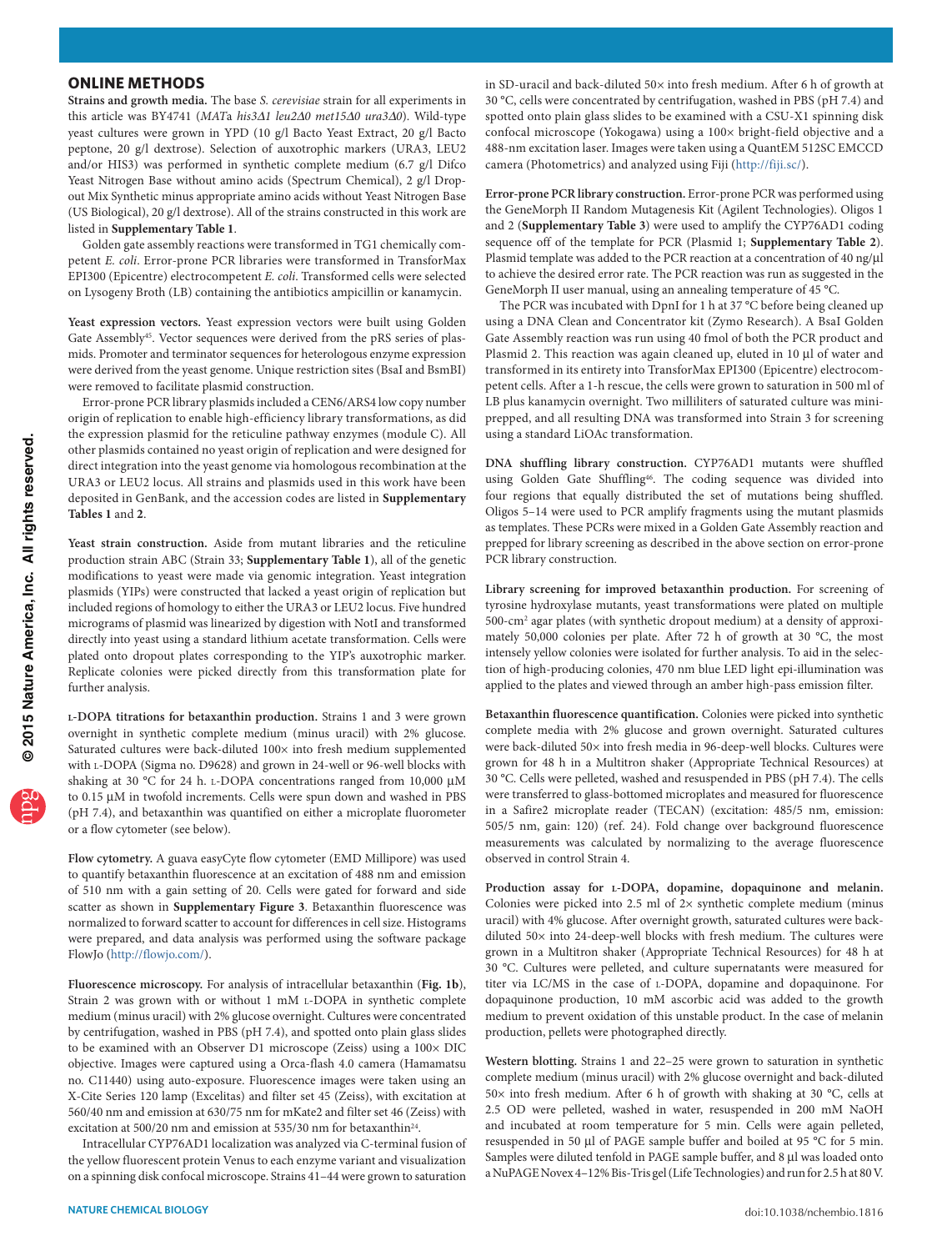### **ONLINE METHODS**

**Strains and growth media.** The base *S. cerevisiae* strain for all experiments in this article was BY4741 (*MAT*a *his3*Δ*1 leu2*Δ*0 met15*Δ*0 ura3*Δ*0*). Wild-type yeast cultures were grown in YPD (10 g/l Bacto Yeast Extract, 20 g/l Bacto peptone, 20 g/l dextrose). Selection of auxotrophic markers (URA3, LEU2 and/or HIS3) was performed in synthetic complete medium (6.7 g/l Difco Yeast Nitrogen Base without amino acids (Spectrum Chemical), 2 g/l Dropout Mix Synthetic minus appropriate amino acids without Yeast Nitrogen Base (US Biological), 20 g/l dextrose). All of the strains constructed in this work are listed in **Supplementary Table 1**.

Golden gate assembly reactions were transformed in TG1 chemically competent *E. coli*. Error-prone PCR libraries were transformed in TransforMax EPI300 (Epicentre) electrocompetent *E. coli*. Transformed cells were selected on Lysogeny Broth (LB) containing the antibiotics ampicillin or kanamycin.

**Yeast expression vectors.** Yeast expression vectors were built using Golden Gate Assembly[45](#page-8-0) . Vector sequences were derived from the pRS series of plasmids. Promoter and terminator sequences for heterologous enzyme expression were derived from the yeast genome. Unique restriction sites (BsaI and BsmBI) were removed to facilitate plasmid construction.

Error-prone PCR library plasmids included a CEN6/ARS4 low copy number origin of replication to enable high-efficiency library transformations, as did the expression plasmid for the reticuline pathway enzymes (module C). All other plasmids contained no yeast origin of replication and were designed for direct integration into the yeast genome via homologous recombination at the URA3 or LEU2 locus. All strains and plasmids used in this work have been deposited in GenBank, and the accession codes are listed in **Supplementary Tables 1** and **2**.

**Yeast strain construction.** Aside from mutant libraries and the reticuline production strain ABC (Strain 33; **Supplementary Table 1**), all of the genetic modifications to yeast were made via genomic integration. Yeast integration plasmids (YIPs) were constructed that lacked a yeast origin of replication but included regions of homology to either the URA3 or LEU2 locus. Five hundred micrograms of plasmid was linearized by digestion with NotI and transformed directly into yeast using a standard lithium acetate transformation. Cells were plated onto dropout plates corresponding to the YIP's auxotrophic marker. Replicate colonies were picked directly from this transformation plate for further analysis.

**<sup>L</sup>-DOPA titrations for betaxanthin production.** Strains 1 and 3 were grown overnight in synthetic complete medium (minus uracil) with 2% glucose. Saturated cultures were back-diluted 100× into fresh medium supplemented with L-DOPA (Sigma no. D9628) and grown in 24-well or 96-well blocks with shaking at 30 °C for 24 h. L-DOPA concentrations ranged from 10,000 μM to 0.15 μM in twofold increments. Cells were spun down and washed in PBS (pH 7.4), and betaxanthin was quantified on either a microplate fluorometer or a flow cytometer (see below).

**Flow cytometry.** A guava easyCyte flow cytometer (EMD Millipore) was used to quantify betaxanthin fluorescence at an excitation of 488 nm and emission of 510 nm with a gain setting of 20. Cells were gated for forward and side scatter as shown in **Supplementary Figure 3**. Betaxanthin fluorescence was normalized to forward scatter to account for differences in cell size. Histograms were prepared, and data analysis was performed using the software package FlowJo [\(http://flowjo.com/\)](http://flowjo.com/).

**Fluorescence microscopy.** For analysis of intracellular betaxanthin (**[Fig. 1b](#page-2-0)**), Strain 2 was grown with or without 1 mM L-DOPA in synthetic complete medium (minus uracil) with 2% glucose overnight. Cultures were concentrated by centrifugation, washed in PBS (pH 7.4), and spotted onto plain glass slides to be examined with an Observer D1 microscope (Zeiss) using a 100× DIC objective. Images were captured using a Orca-flash 4.0 camera (Hamamatsu no. C11440) using auto-exposure. Fluorescence images were taken using an X-Cite Series 120 lamp (Excelitas) and filter set 45 (Zeiss), with excitation at 560/40 nm and emission at 630/75 nm for mKate2 and filter set 46 (Zeiss) with excitation at 500/20 nm and emission at 535/30 nm for betaxanthin<sup>24</sup>.

Intracellular CYP76AD1 localization was analyzed via C-terminal fusion of the yellow fluorescent protein Venus to each enzyme variant and visualization on a spinning disk confocal microscope. Strains 41–44 were grown to saturation

in SD-uracil and back-diluted 50× into fresh medium. After 6 h of growth at 30 °C, cells were concentrated by centrifugation, washed in PBS (pH 7.4) and spotted onto plain glass slides to be examined with a CSU-X1 spinning disk confocal microscope (Yokogawa) using a 100× bright-field objective and a 488-nm excitation laser. Images were taken using a QuantEM 512SC EMCCD camera (Photometrics) and analyzed using Fiji [\(http://fiji.sc/](http://fiji.sc/)).

**Error-prone PCR library construction.** Error-prone PCR was performed using the GeneMorph II Random Mutagenesis Kit (Agilent Technologies). Oligos 1 and 2 (**Supplementary Table 3**) were used to amplify the CYP76AD1 coding sequence off of the template for PCR (Plasmid 1; **Supplementary Table 2**). Plasmid template was added to the PCR reaction at a concentration of 40 ng/μl to achieve the desired error rate. The PCR reaction was run as suggested in the GeneMorph II user manual, using an annealing temperature of 45 °C.

The PCR was incubated with DpnI for 1 h at 37 °C before being cleaned up using a DNA Clean and Concentrator kit (Zymo Research). A BsaI Golden Gate Assembly reaction was run using 40 fmol of both the PCR product and Plasmid 2. This reaction was again cleaned up, eluted in 10 μl of water and transformed in its entirety into TransforMax EPI300 (Epicentre) electrocompetent cells. After a 1-h rescue, the cells were grown to saturation in 500 ml of LB plus kanamycin overnight. Two milliliters of saturated culture was miniprepped, and all resulting DNA was transformed into Strain 3 for screening using a standard LiOAc transformation.

**DNA shuffling library construction.** CYP76AD1 mutants were shuffled using Golden Gate Shuffling<sup>[4](#page-8-1)6</sup>. The coding sequence was divided into four regions that equally distributed the set of mutations being shuffled. Oligos 5–14 were used to PCR amplify fragments using the mutant plasmids as templates. These PCRs were mixed in a Golden Gate Assembly reaction and prepped for library screening as described in the above section on error-prone PCR library construction.

**Library screening for improved betaxanthin production.** For screening of tyrosine hydroxylase mutants, yeast transformations were plated on multiple 500-cm2 agar plates (with synthetic dropout medium) at a density of approximately 50,000 colonies per plate. After 72 h of growth at 30 °C, the most intensely yellow colonies were isolated for further analysis. To aid in the selection of high-producing colonies, 470 nm blue LED light epi*-*illumination was applied to the plates and viewed through an amber high-pass emission filter.

**Betaxanthin fluorescence quantification.** Colonies were picked into synthetic complete media with 2% glucose and grown overnight. Saturated cultures were back-diluted 50× into fresh media in 96-deep-well blocks. Cultures were grown for 48 h in a Multitron shaker (Appropriate Technical Resources) at 30 °C. Cells were pelleted, washed and resuspended in PBS (pH 7.4). The cells were transferred to glass-bottomed microplates and measured for fluorescence in a Safire2 microplate reader (TECAN) (excitation: 485/5 nm, emission: 505/5 nm, gain: 120) (ref. [24](#page-6-22)). Fold change over background fluorescence measurements was calculated by normalizing to the average fluorescence observed in control Strain 4.

**Production assay for L-DOPA, dopamine, dopaquinone and melanin.** Colonies were picked into 2.5 ml of  $2\times$  synthetic complete medium (minus uracil) with 4% glucose. After overnight growth, saturated cultures were backdiluted 50× into 24-deep-well blocks with fresh medium. The cultures were grown in a Multitron shaker (Appropriate Technical Resources) for 48 h at 30 °C. Cultures were pelleted, and culture supernatants were measured for titer via LC/MS in the case of L-DOPA, dopamine and dopaquinone. For dopaquinone production, 10 mM ascorbic acid was added to the growth medium to prevent oxidation of this unstable product. In the case of melanin production, pellets were photographed directly.

**Western blotting.** Strains 1 and 22–25 were grown to saturation in synthetic complete medium (minus uracil) with 2% glucose overnight and back-diluted 50 $\times$  into fresh medium. After 6 h of growth with shaking at 30 °C, cells at 2.5 OD were pelleted, washed in water, resuspended in 200 mM NaOH and incubated at room temperature for 5 min. Cells were again pelleted, resuspended in 50 μl of PAGE sample buffer and boiled at 95 °C for 5 min. Samples were diluted tenfold in PAGE sample buffer, and 8 μl was loaded onto a NuPAGE Novex 4–12% Bis-Tris gel (Life Technologies) and run for 2.5 h at 80 V.